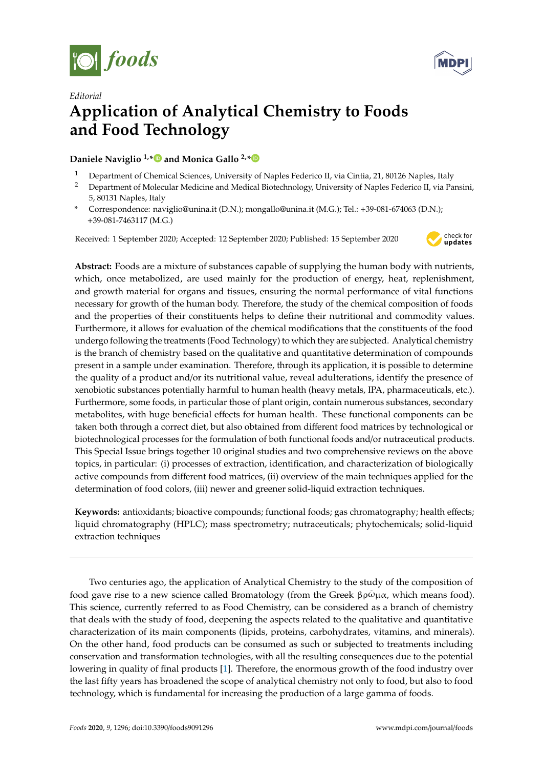*Editorial*

# Application of Analytical Chemistry to Foods and Food Technology

**Daniele Naviglio [1,*] and Monica Gallo [2,*]**

[1] Department of Chemical Sciences, University of Naples Federico II, via Cintia, 21, 80126 Naples, Italy
[2] Department of Molecular Medicine and Medical Biotechnology, University of Naples Federico II, via Pansini, 5, 80131 Naples, Italy
[*] Correspondence: naviglio@unina.it (D.N.); mongallo@unina.it (M.G.); Tel.: +39-081-674063 (D.N.); +39-081-7463117 (M.G.)

Received: 1 September 2020; Accepted: 12 September 2020; Published: 15 September 2020

**Abstract:** Foods are a mixture of substances capable of supplying the human body with nutrients, which, once metabolized, are used mainly for the production of energy, heat, replenishment, and growth material for organs and tissues, ensuring the normal performance of vital functions necessary for growth of the human body. Therefore, the study of the chemical composition of foods and the properties of their constituents helps to define their nutritional and commodity values. Furthermore, it allows for evaluation of the chemical modifications that the constituents of the food undergo following the treatments (Food Technology) to which they are subjected. Analytical chemistry is the branch of chemistry based on the qualitative and quantitative determination of compounds present in a sample under examination. Therefore, through its application, it is possible to determine the quality of a product and/or its nutritional value, reveal adulterations, identify the presence of xenobiotic substances potentially harmful to human health (heavy metals, IPA, pharmaceuticals, etc.). Furthermore, some foods, in particular those of plant origin, contain numerous substances, secondary metabolites, with huge beneficial effects for human health. These functional components can be taken both through a correct diet, but also obtained from different food matrices by technological or biotechnological processes for the formulation of both functional foods and/or nutraceutical products. This Special Issue brings together 10 original studies and two comprehensive reviews on the above topics, in particular: (i) processes of extraction, identification, and characterization of biologically active compounds from different food matrices, (ii) overview of the main techniques applied for the determination of food colors, (iii) newer and greener solid-liquid extraction techniques.

**Keywords:** antioxidants; bioactive compounds; functional foods; gas chromatography; health effects; liquid chromatography (HPLC); mass spectrometry; nutraceuticals; phytochemicals; solid-liquid extraction techniques

---

Two centuries ago, the application of Analytical Chemistry to the study of the composition of food gave rise to a new science called Bromatology (from the Greek βρῶμα, which means food). This science, currently referred to as Food Chemistry, can be considered as a branch of chemistry that deals with the study of food, deepening the aspects related to the qualitative and quantitative characterization of its main components (lipids, proteins, carbohydrates, vitamins, and minerals). On the other hand, food products can be consumed as such or subjected to treatments including conservation and transformation technologies, with all the resulting consequences due to the potential lowering in quality of final products [1]. Therefore, the enormous growth of the food industry over the last fifty years has broadened the scope of analytical chemistry not only to food, but also to food technology, which is fundamental for increasing the production of a large gamma of foods.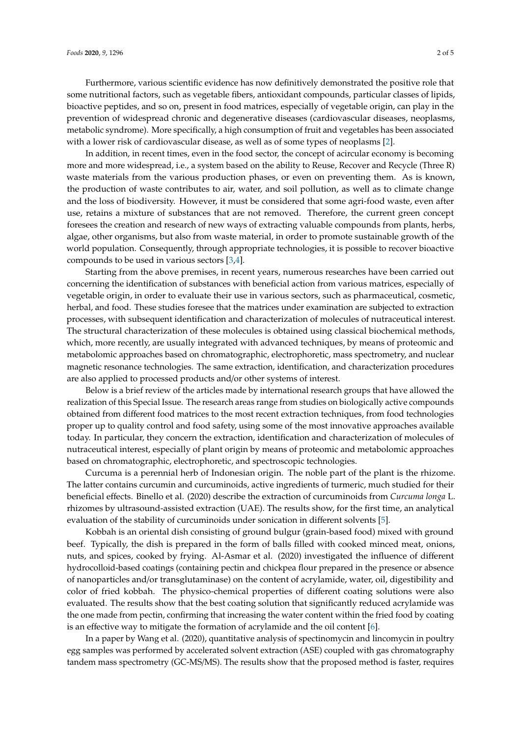Furthermore, various scientific evidence has now definitively demonstrated the positive role that some nutritional factors, such as vegetable fibers, antioxidant compounds, particular classes of lipids, bioactive peptides, and so on, present in food matrices, especially of vegetable origin, can play in the prevention of widespread chronic and degenerative diseases (cardiovascular diseases, neoplasms, metabolic syndrome). More specifically, a high consumption of fruit and vegetables has been associated with a lower risk of cardiovascular disease, as well as of some types of neoplasms [2].

In addition, in recent times, even in the food sector, the concept of acircular economy is becoming more and more widespread, i.e., a system based on the ability to Reuse, Recover and Recycle (Three R) waste materials from the various production phases, or even on preventing them. As is known, the production of waste contributes to air, water, and soil pollution, as well as to climate change and the loss of biodiversity. However, it must be considered that some agri-food waste, even after use, retains a mixture of substances that are not removed. Therefore, the current green concept foresees the creation and research of new ways of extracting valuable compounds from plants, herbs, algae, other organisms, but also from waste material, in order to promote sustainable growth of the world population. Consequently, through appropriate technologies, it is possible to recover bioactive compounds to be used in various sectors [3,4].

Starting from the above premises, in recent years, numerous researches have been carried out concerning the identification of substances with beneficial action from various matrices, especially of vegetable origin, in order to evaluate their use in various sectors, such as pharmaceutical, cosmetic, herbal, and food. These studies foresee that the matrices under examination are subjected to extraction processes, with subsequent identification and characterization of molecules of nutraceutical interest. The structural characterization of these molecules is obtained using classical biochemical methods, which, more recently, are usually integrated with advanced techniques, by means of proteomic and metabolomic approaches based on chromatographic, electrophoretic, mass spectrometry, and nuclear magnetic resonance technologies. The same extraction, identification, and characterization procedures are also applied to processed products and/or other systems of interest.

Below is a brief review of the articles made by international research groups that have allowed the realization of this Special Issue. The research areas range from studies on biologically active compounds obtained from different food matrices to the most recent extraction techniques, from food technologies proper up to quality control and food safety, using some of the most innovative approaches available today. In particular, they concern the extraction, identification and characterization of molecules of nutraceutical interest, especially of plant origin by means of proteomic and metabolomic approaches based on chromatographic, electrophoretic, and spectroscopic technologies.

Curcuma is a perennial herb of Indonesian origin. The noble part of the plant is the rhizome. The latter contains curcumin and curcuminoids, active ingredients of turmeric, much studied for their beneficial effects. Binello et al. (2020) describe the extraction of curcuminoids from *Curcuma longa* L. rhizomes by ultrasound-assisted extraction (UAE). The results show, for the first time, an analytical evaluation of the stability of curcuminoids under sonication in different solvents [5].

Kobbah is an oriental dish consisting of ground bulgur (grain-based food) mixed with ground beef. Typically, the dish is prepared in the form of balls filled with cooked minced meat, onions, nuts, and spices, cooked by frying. Al-Asmar et al. (2020) investigated the influence of different hydrocolloid-based coatings (containing pectin and chickpea flour prepared in the presence or absence of nanoparticles and/or transglutaminase) on the content of acrylamide, water, oil, digestibility and color of fried kobbah. The physico-chemical properties of different coating solutions were also evaluated. The results show that the best coating solution that significantly reduced acrylamide was the one made from pectin, confirming that increasing the water content within the fried food by coating is an effective way to mitigate the formation of acrylamide and the oil content [6].

In a paper by Wang et al. (2020), quantitative analysis of spectinomycin and lincomycin in poultry egg samples was performed by accelerated solvent extraction (ASE) coupled with gas chromatography tandem mass spectrometry (GC-MS/MS). The results show that the proposed method is faster, requires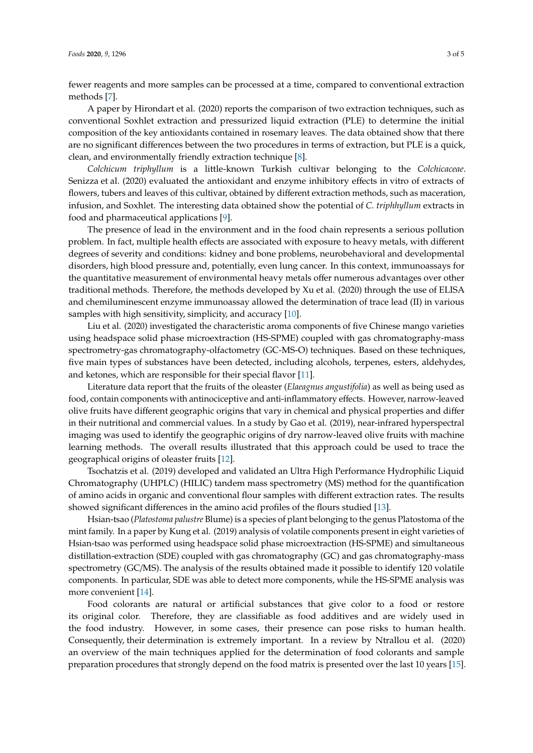fewer reagents and more samples can be processed at a time, compared to conventional extraction methods [7].

A paper by Hirondart et al. (2020) reports the comparison of two extraction techniques, such as conventional Soxhlet extraction and pressurized liquid extraction (PLE) to determine the initial composition of the key antioxidants contained in rosemary leaves. The data obtained show that there are no significant differences between the two procedures in terms of extraction, but PLE is a quick, clean, and environmentally friendly extraction technique [8].

*Colchicum triphyllum* is a little-known Turkish cultivar belonging to the *Colchicaceae*. Senizza et al. (2020) evaluated the antioxidant and enzyme inhibitory effects in vitro of extracts of flowers, tubers and leaves of this cultivar, obtained by different extraction methods, such as maceration, infusion, and Soxhlet. The interesting data obtained show the potential of *C. triphhyllum* extracts in food and pharmaceutical applications [9].

The presence of lead in the environment and in the food chain represents a serious pollution problem. In fact, multiple health effects are associated with exposure to heavy metals, with different degrees of severity and conditions: kidney and bone problems, neurobehavioral and developmental disorders, high blood pressure and, potentially, even lung cancer. In this context, immunoassays for the quantitative measurement of environmental heavy metals offer numerous advantages over other traditional methods. Therefore, the methods developed by Xu et al. (2020) through the use of ELISA and chemiluminescent enzyme immunoassay allowed the determination of trace lead (II) in various samples with high sensitivity, simplicity, and accuracy [10].

Liu et al. (2020) investigated the characteristic aroma components of five Chinese mango varieties using headspace solid phase microextraction (HS-SPME) coupled with gas chromatography-mass spectrometry-gas chromatography-olfactometry (GC-MS-O) techniques. Based on these techniques, five main types of substances have been detected, including alcohols, terpenes, esters, aldehydes, and ketones, which are responsible for their special flavor [11].

Literature data report that the fruits of the oleaster (*Elaeagnus angustifolia*) as well as being used as food, contain components with antinociceptive and anti-inflammatory effects. However, narrow-leaved olive fruits have different geographic origins that vary in chemical and physical properties and differ in their nutritional and commercial values. In a study by Gao et al. (2019), near-infrared hyperspectral imaging was used to identify the geographic origins of dry narrow-leaved olive fruits with machine learning methods. The overall results illustrated that this approach could be used to trace the geographical origins of oleaster fruits [12].

Tsochatzis et al. (2019) developed and validated an Ultra High Performance Hydrophilic Liquid Chromatography (UHPLC) (HILIC) tandem mass spectrometry (MS) method for the quantification of amino acids in organic and conventional flour samples with different extraction rates. The results showed significant differences in the amino acid profiles of the flours studied [13].

Hsian-tsao (*Platostoma palustre* Blume) is a species of plant belonging to the genus Platostoma of the mint family. In a paper by Kung et al. (2019) analysis of volatile components present in eight varieties of Hsian-tsao was performed using headspace solid phase microextraction (HS-SPME) and simultaneous distillation-extraction (SDE) coupled with gas chromatography (GC) and gas chromatography-mass spectrometry (GC/MS). The analysis of the results obtained made it possible to identify 120 volatile components. In particular, SDE was able to detect more components, while the HS-SPME analysis was more convenient [14].

Food colorants are natural or artificial substances that give color to a food or restore its original color. Therefore, they are classifiable as food additives and are widely used in the food industry. However, in some cases, their presence can pose risks to human health. Consequently, their determination is extremely important. In a review by Ntrallou et al. (2020) an overview of the main techniques applied for the determination of food colorants and sample preparation procedures that strongly depend on the food matrix is presented over the last 10 years [15].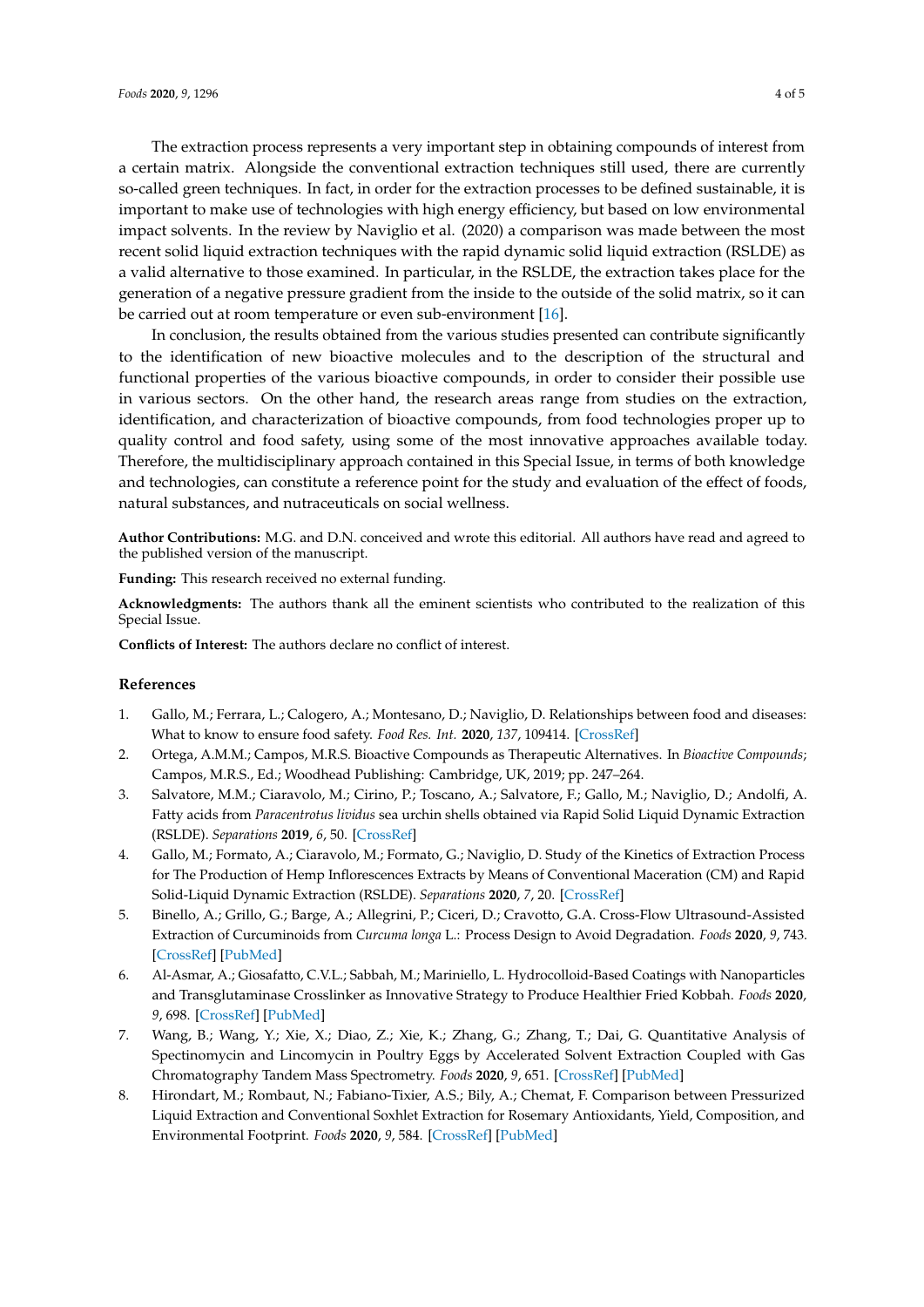The extraction process represents a very important step in obtaining compounds of interest from a certain matrix. Alongside the conventional extraction techniques still used, there are currently so-called green techniques. In fact, in order for the extraction processes to be defined sustainable, it is important to make use of technologies with high energy efficiency, but based on low environmental impact solvents. In the review by Naviglio et al. (2020) a comparison was made between the most recent solid liquid extraction techniques with the rapid dynamic solid liquid extraction (RSLDE) as a valid alternative to those examined. In particular, in the RSLDE, the extraction takes place for the generation of a negative pressure gradient from the inside to the outside of the solid matrix, so it can be carried out at room temperature or even sub-environment [16].

In conclusion, the results obtained from the various studies presented can contribute significantly to the identification of new bioactive molecules and to the description of the structural and functional properties of the various bioactive compounds, in order to consider their possible use in various sectors. On the other hand, the research areas range from studies on the extraction, identification, and characterization of bioactive compounds, from food technologies proper up to quality control and food safety, using some of the most innovative approaches available today. Therefore, the multidisciplinary approach contained in this Special Issue, in terms of both knowledge and technologies, can constitute a reference point for the study and evaluation of the effect of foods, natural substances, and nutraceuticals on social wellness.

**Author Contributions:** M.G. and D.N. conceived and wrote this editorial. All authors have read and agreed to the published version of the manuscript.

**Funding:** This research received no external funding.

**Acknowledgments:** The authors thank all the eminent scientists who contributed to the realization of this Special Issue.

**Conflicts of Interest:** The authors declare no conflict of interest.

## References

1. Gallo, M.; Ferrara, L.; Calogero, A.; Montesano, D.; Naviglio, D. Relationships between food and diseases: What to know to ensure food safety. *Food Res. Int.* **2020**, *137*, 109414. [CrossRef]
2. Ortega, A.M.M.; Campos, M.R.S. Bioactive Compounds as Therapeutic Alternatives. In *Bioactive Compounds*; Campos, M.R.S., Ed.; Woodhead Publishing: Cambridge, UK, 2019; pp. 247–264.
3. Salvatore, M.M.; Ciaravolo, M.; Cirino, P.; Toscano, A.; Salvatore, F.; Gallo, M.; Naviglio, D.; Andolfi, A. Fatty acids from *Paracentrotus lividus* sea urchin shells obtained via Rapid Solid Liquid Dynamic Extraction (RSLDE). *Separations* **2019**, *6*, 50. [CrossRef]
4. Gallo, M.; Formato, A.; Ciaravolo, M.; Formato, G.; Naviglio, D. Study of the Kinetics of Extraction Process for The Production of Hemp Inflorescences Extracts by Means of Conventional Maceration (CM) and Rapid Solid-Liquid Dynamic Extraction (RSLDE). *Separations* **2020**, *7*, 20. [CrossRef]
5. Binello, A.; Grillo, G.; Barge, A.; Allegrini, P.; Ciceri, D.; Cravotto, G.A. Cross-Flow Ultrasound-Assisted Extraction of Curcuminoids from *Curcuma longa* L.: Process Design to Avoid Degradation. *Foods* **2020**, *9*, 743. [CrossRef] [PubMed]
6. Al-Asmar, A.; Giosafatto, C.V.L.; Sabbah, M.; Mariniello, L. Hydrocolloid-Based Coatings with Nanoparticles and Transglutaminase Crosslinker as Innovative Strategy to Produce Healthier Fried Kobbah. *Foods* **2020**, *9*, 698. [CrossRef] [PubMed]
7. Wang, B.; Wang, Y.; Xie, X.; Diao, Z.; Xie, K.; Zhang, G.; Zhang, T.; Dai, G. Quantitative Analysis of Spectinomycin and Lincomycin in Poultry Eggs by Accelerated Solvent Extraction Coupled with Gas Chromatography Tandem Mass Spectrometry. *Foods* **2020**, *9*, 651. [CrossRef] [PubMed]
8. Hirondart, M.; Rombaut, N.; Fabiano-Tixier, A.S.; Bily, A.; Chemat, F. Comparison between Pressurized Liquid Extraction and Conventional Soxhlet Extraction for Rosemary Antioxidants, Yield, Composition, and Environmental Footprint. *Foods* **2020**, *9*, 584. [CrossRef] [PubMed]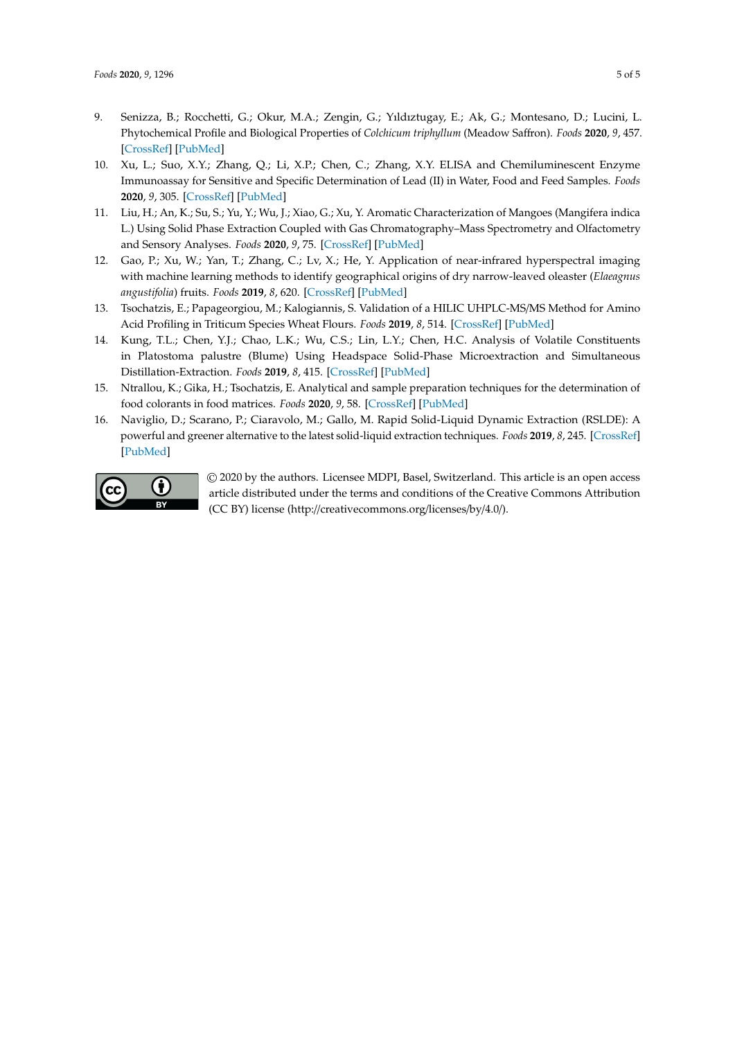9. Senizza, B.; Rocchetti, G.; Okur, M.A.; Zengin, G.; Yıldıztugay, E.; Ak, G.; Montesano, D.; Lucini, L. Phytochemical Profile and Biological Properties of *Colchicum triphyllum* (Meadow Saffron). *Foods* **2020**, *9*, 457. [CrossRef] [PubMed]
10. Xu, L.; Suo, X.Y.; Zhang, Q.; Li, X.P.; Chen, C.; Zhang, X.Y. ELISA and Chemiluminescent Enzyme Immunoassay for Sensitive and Specific Determination of Lead (II) in Water, Food and Feed Samples. *Foods* **2020**, *9*, 305. [CrossRef] [PubMed]
11. Liu, H.; An, K.; Su, S.; Yu, Y.; Wu, J.; Xiao, G.; Xu, Y. Aromatic Characterization of Mangoes (Mangifera indica L.) Using Solid Phase Extraction Coupled with Gas Chromatography–Mass Spectrometry and Olfactometry and Sensory Analyses. *Foods* **2020**, *9*, 75. [CrossRef] [PubMed]
12. Gao, P.; Xu, W.; Yan, T.; Zhang, C.; Lv, X.; He, Y. Application of near-infrared hyperspectral imaging with machine learning methods to identify geographical origins of dry narrow-leaved oleaster (*Elaeagnus angustifolia*) fruits. *Foods* **2019**, *8*, 620. [CrossRef] [PubMed]
13. Tsochatzis, E.; Papageorgiou, M.; Kalogiannis, S. Validation of a HILIC UHPLC-MS/MS Method for Amino Acid Profiling in Triticum Species Wheat Flours. *Foods* **2019**, *8*, 514. [CrossRef] [PubMed]
14. Kung, T.L.; Chen, Y.J.; Chao, L.K.; Wu, C.S.; Lin, L.Y.; Chen, H.C. Analysis of Volatile Constituents in Platostoma palustre (Blume) Using Headspace Solid-Phase Microextraction and Simultaneous Distillation-Extraction. *Foods* **2019**, *8*, 415. [CrossRef] [PubMed]
15. Ntrallou, K.; Gika, H.; Tsochatzis, E. Analytical and sample preparation techniques for the determination of food colorants in food matrices. *Foods* **2020**, *9*, 58. [CrossRef] [PubMed]
16. Naviglio, D.; Scarano, P.; Ciaravolo, M.; Gallo, M. Rapid Solid-Liquid Dynamic Extraction (RSLDE): A powerful and greener alternative to the latest solid-liquid extraction techniques. *Foods* **2019**, *8*, 245. [CrossRef] [PubMed]

© 2020 by the authors. Licensee MDPI, Basel, Switzerland. This article is an open access article distributed under the terms and conditions of the Creative Commons Attribution (CC BY) license (http://creativecommons.org/licenses/by/4.0/).